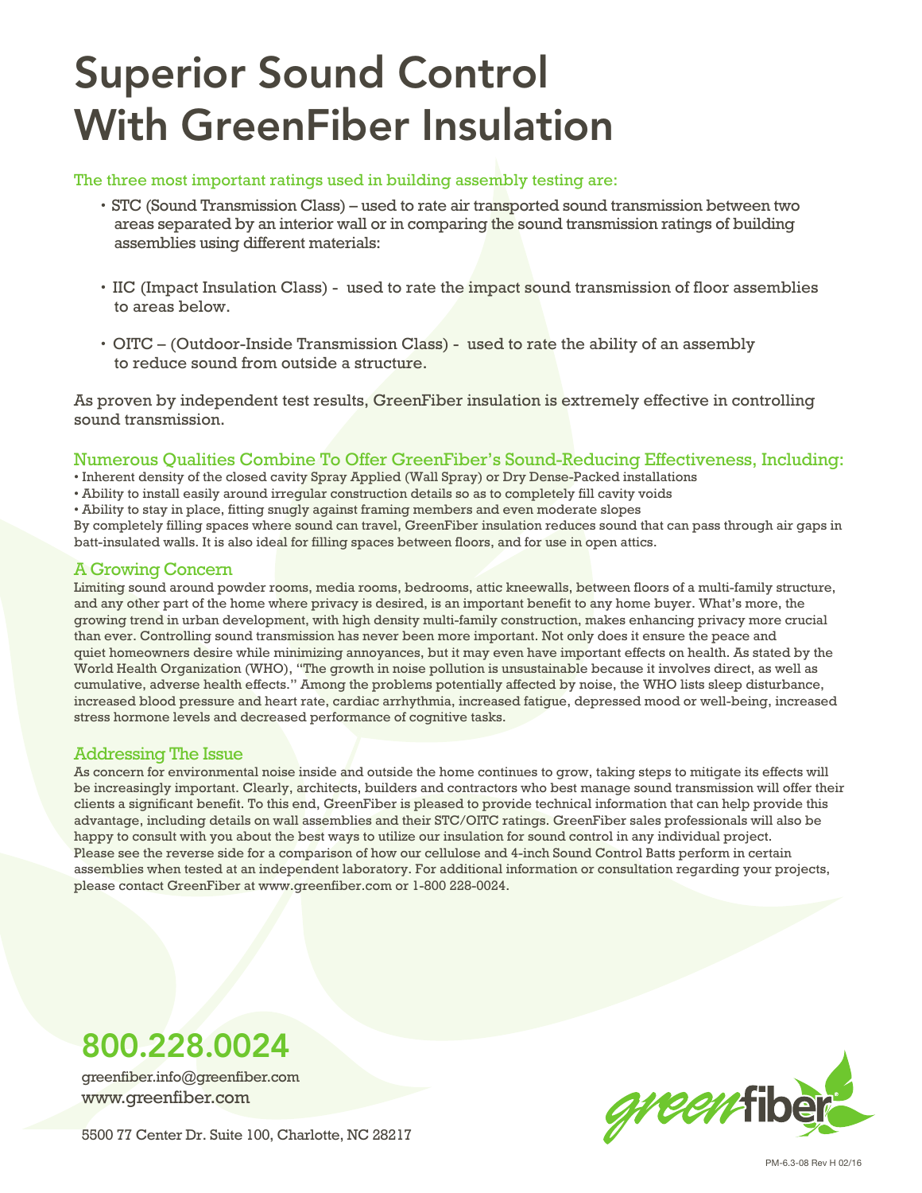# Superior Sound Control With GreenFiber Insulation

The three most important ratings used in building assembly testing are:

- STC (Sound Transmission Class) – used to rate air transported sound transmission between two areas separated by an interior wall or in comparing the sound transmission ratings of building assemblies using different materials:
- IIC (Impact Insulation Class) - used to rate the impact sound transmission of floor assemblies to areas below.
- OITC – (Outdoor-Inside Transmission Class) - used to rate the ability of an assembly to reduce sound from outside a structure.

As proven by independent test results, GreenFiber insulation is extremely effective in controlling sound transmission.

## Numerous Qualities Combine To Offer GreenFiber's Sound-Reducing Effectiveness, Including:

- Inherent density of the closed cavity Spray Applied (Wall Spray) or Dry Dense-Packed installations
- Ability to install easily around irregular construction details so as to completely fill cavity voids
- Ability to stay in place, fitting snugly against framing members and even moderate slopes

By completely filling spaces where sound can travel, GreenFiber insulation reduces sound that can pass through air gaps in batt-insulated walls. It is also ideal for filling spaces between floors, and for use in open attics.

## A Growing Concern

Limiting sound around powder rooms, media rooms, bedrooms, attic kneewalls, between floors of a multi-family structure, and any other part of the home where privacy is desired, is an important benefit to any home buyer. What's more, the growing trend in urban development, with high density multi-family construction, makes enhancing privacy more crucial than ever. Controlling sound transmission has never been more important. Not only does it ensure the peace and quiet homeowners desire while minimizing annoyances, but it may even have important effects on health. As stated by the World Health Organization (WHO), "The growth in noise pollution is unsustainable because it involves direct, as well as cumulative, adverse health effects." Among the problems potentially affected by noise, the WHO lists sleep disturbance, increased blood pressure and heart rate, cardiac arrhythmia, increased fatigue, depressed mood or well-being, increased stress hormone levels and decreased performance of cognitive tasks.

## Addressing The Issue

As concern for environmental noise inside and outside the home continues to grow, taking steps to mitigate its effects will be increasingly important. Clearly, architects, builders and contractors who best manage sound transmission will offer their clients a significant benefit. To this end, GreenFiber is pleased to provide technical information that can help provide this advantage, including details on wall assemblies and their STC/OITC ratings. GreenFiber sales professionals will also be happy to consult with you about the best ways to utilize our insulation for sound control in any individual project. Please see the reverse side for a comparison of how our cellulose and 4-inch Sound Control Batts perform in certain assemblies when tested at an independent laboratory. For additional information or consultation regarding your projects, please contact GreenFiber at www.greenfiber.com or 1-800 228-0024.

## 800.228.0024

greenfiber.info@greenfiber.com
www.greenfiber.com

5500 77 Center Dr. Suite 100, Charlotte, NC 28217

greenfiber

PM-6.3-08 Rev H 02/16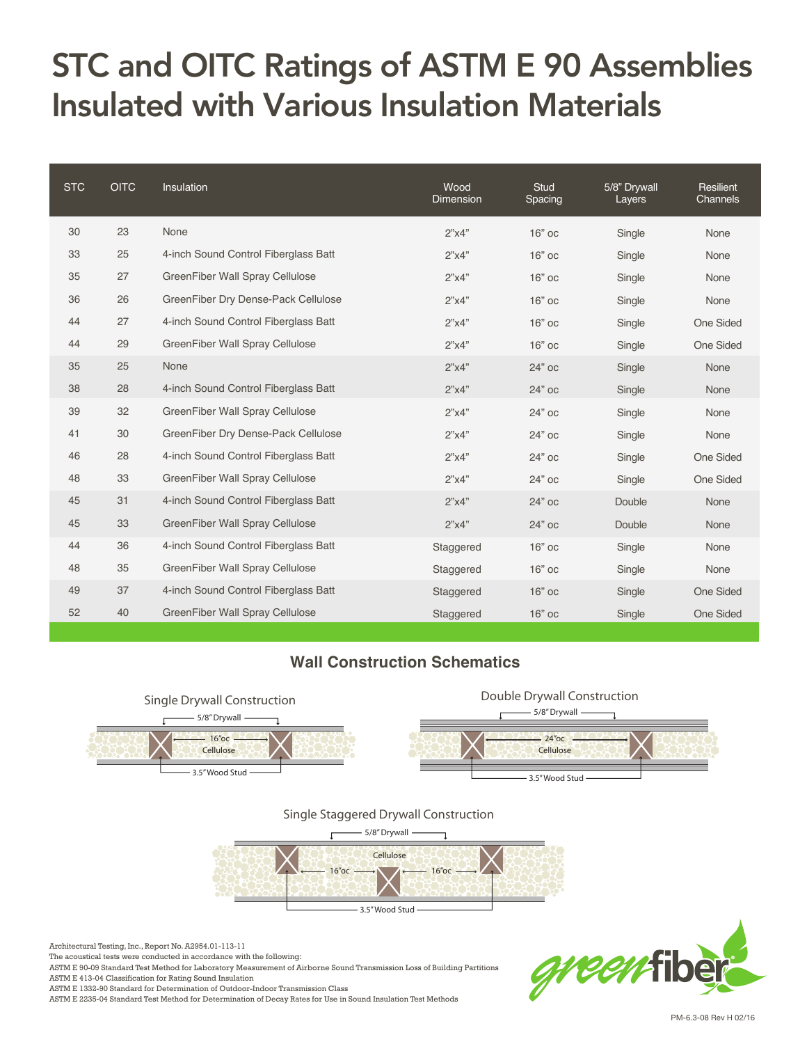# STC and OITC Ratings of ASTM E 90 Assemblies Insulated with Various Insulation Materials

| STC | OITC | Insulation | Wood Dimension | Stud Spacing | 5/8" Drywall Layers | Resilient Channels |
|---|---|---|---|---|---|---|
| 30 | 23 | None | 2"x4" | 16" oc | Single | None |
| 33 | 25 | 4-inch Sound Control Fiberglass Batt | 2"x4" | 16" oc | Single | None |
| 35 | 27 | GreenFiber Wall Spray Cellulose | 2"x4" | 16" oc | Single | None |
| 36 | 26 | GreenFiber Dry Dense-Pack Cellulose | 2"x4" | 16" oc | Single | None |
| 44 | 27 | 4-inch Sound Control Fiberglass Batt | 2"x4" | 16" oc | Single | One Sided |
| 44 | 29 | GreenFiber Wall Spray Cellulose | 2"x4" | 16" oc | Single | One Sided |
| 35 | 25 | None | 2"x4" | 24" oc | Single | None |
| 38 | 28 | 4-inch Sound Control Fiberglass Batt | 2"x4" | 24" oc | Single | None |
| 39 | 32 | GreenFiber Wall Spray Cellulose | 2"x4" | 24" oc | Single | None |
| 41 | 30 | GreenFiber Dry Dense-Pack Cellulose | 2"x4" | 24" oc | Single | None |
| 46 | 28 | 4-inch Sound Control Fiberglass Batt | 2"x4" | 24" oc | Single | One Sided |
| 48 | 33 | GreenFiber Wall Spray Cellulose | 2"x4" | 24" oc | Single | One Sided |
| 45 | 31 | 4-inch Sound Control Fiberglass Batt | 2"x4" | 24" oc | Double | None |
| 45 | 33 | GreenFiber Wall Spray Cellulose | 2"x4" | 24" oc | Double | None |
| 44 | 36 | 4-inch Sound Control Fiberglass Batt | Staggered | 16" oc | Single | None |
| 48 | 35 | GreenFiber Wall Spray Cellulose | Staggered | 16" oc | Single | None |
| 49 | 37 | 4-inch Sound Control Fiberglass Batt | Staggered | 16" oc | Single | One Sided |
| 52 | 40 | GreenFiber Wall Spray Cellulose | Staggered | 16" oc | Single | One Sided |

## Wall Construction Schematics

Single Drywall Construction

5/8" Drywall — 16"oc — Cellulose — 3.5" Wood Stud

Double Drywall Construction

5/8" Drywall — 24"oc — Cellulose — 3.5" Wood Stud

Single Staggered Drywall Construction

5/8" Drywall — Cellulose — 16"oc — 16"oc — 3.5" Wood Stud

Architectural Testing, Inc., Report No. A2954.01-113-11
The acoustical tests were conducted in accordance with the following:
ASTM E 90-09 Standard Test Method for Laboratory Measurement of Airborne Sound Transmission Loss of Building Partitions
ASTM E 413-04 Classification for Rating Sound Insulation
ASTM E 1332-90 Standard for Determination of Outdoor-Indoor Transmission Class
ASTM E 2235-04 Standard Test Method for Determination of Decay Rates for Use in Sound Insulation Test Methods

greenfiber

PM-6.3-08 Rev H 02/16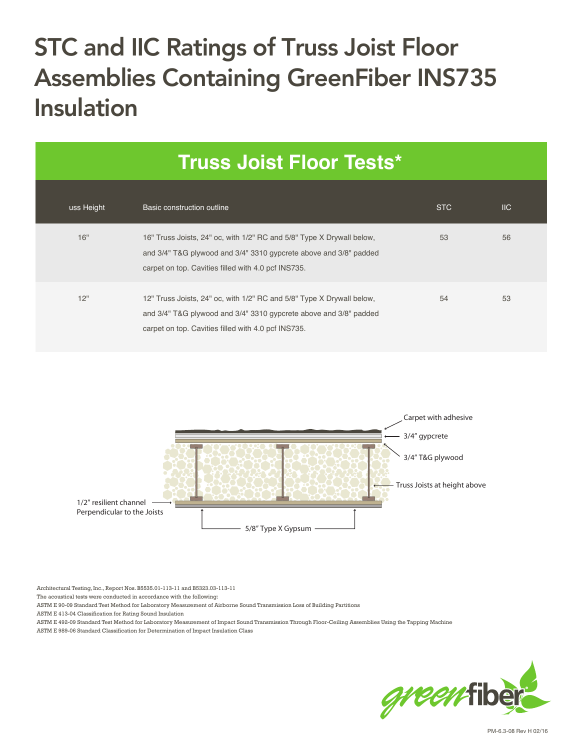# STC and IIC Ratings of Truss Joist Floor Assemblies Containing GreenFiber INS735 Insulation

## Truss Joist Floor Tests*

| uss Height | Basic construction outline | STC | IIC |
|---|---|---|---|
| 16" | 16" Truss Joists, 24" oc, with 1/2" RC and 5/8" Type X Drywall below, and 3/4" T&G plywood and 3/4" 3310 gypcrete above and 3/8" padded carpet on top. Cavities filled with 4.0 pcf INS735. | 53 | 56 |
| 12" | 12" Truss Joists, 24" oc, with 1/2" RC and 5/8" Type X Drywall below, and 3/4" T&G plywood and 3/4" 3310 gypcrete above and 3/8" padded carpet on top. Cavities filled with 4.0 pcf INS735. | 54 | 53 |

Carpet with adhesive

3/4″ gypcrete

3/4″ T&G plywood

Truss Joists at height above

1/2″ resilient channel Perpendicular to the Joists

5/8″ Type X Gypsum

Architectural Testing, Inc., Report Nos. B5535.01-113-11 and B5323.03-113-11

The acoustical tests were conducted in accordance with the following:

ASTM E 90-09 Standard Test Method for Laboratory Measurement of Airborne Sound Transmission Loss of Building Partitions

ASTM E 413-04 Classification for Rating Sound Insulation

ASTM E 492-09 Standard Test Method for Laboratory Measurement of Impact Sound Transmission Through Floor-Ceiling Assemblies Using the Tapping Machine

ASTM E 989-06 Standard Classification for Determination of Impact Insulation Class

greenfiber

PM-6.3-08 Rev H 02/16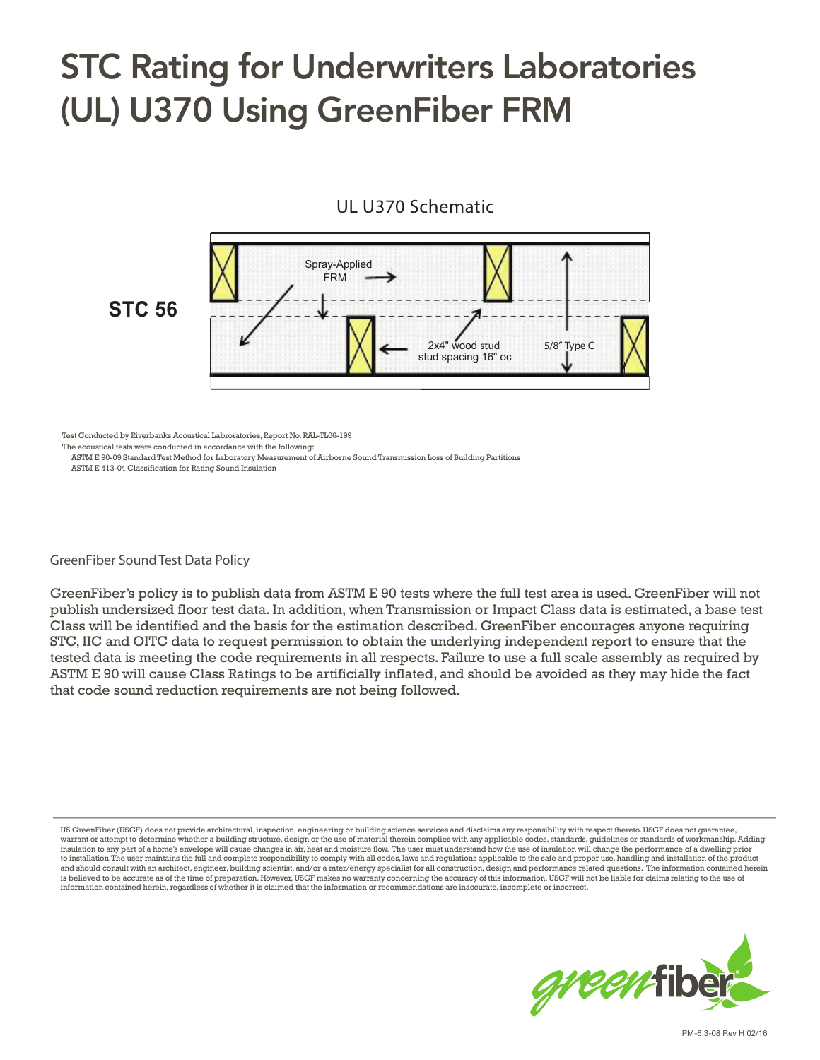# STC Rating for Underwriters Laboratories (UL) U370 Using GreenFiber FRM

UL U370 Schematic

STC 56

Spray-Applied FRM

2x4" wood stud
stud spacing 16" oc

5/8" Type C

Test Conducted by Riverbanks Acoustical Labroratories, Report No. RAL-TL06-199

The acoustical tests were conducted in accordance with the following:

ASTM E 90-09 Standard Test Method for Laboratory Measurement of Airborne Sound Transmission Loss of Building Partitions

ASTM E 413-04 Classification for Rating Sound Insulation

## GreenFiber Sound Test Data Policy

GreenFiber's policy is to publish data from ASTM E 90 tests where the full test area is used. GreenFiber will not publish undersized floor test data. In addition, when Transmission or Impact Class data is estimated, a base test Class will be identified and the basis for the estimation described. GreenFiber encourages anyone requiring STC, IIC and OITC data to request permission to obtain the underlying independent report to ensure that the tested data is meeting the code requirements in all respects. Failure to use a full scale assembly as required by ASTM E 90 will cause Class Ratings to be artificially inflated, and should be avoided as they may hide the fact that code sound reduction requirements are not being followed.

US GreenFiber (USGF) does not provide architectural, inspection, engineering or building science services and disclaims any responsibility with respect thereto. USGF does not guarantee, warrant or attempt to determine whether a building structure, design or the use of material therein complies with any applicable codes, standards, guidelines or standards of workmanship. Adding insulation to any part of a home's envelope will cause changes in air, heat and moisture flow. The user must understand how the use of insulation will change the performance of a dwelling prior to installation. The user maintains the full and complete responsibility to comply with all codes, laws and regulations applicable to the safe and proper use, handling and installation of the product and should consult with an architect, engineer, building scientist, and/or a rater/energy specialist for all construction, design and performance related questions. The information contained herein is believed to be accurate as of the time of preparation. However, USGF makes no warranty concerning the accuracy of this information. USGF will not be liable for claims relating to the use of information contained herein, regardless of whether it is claimed that the information or recommendations are inaccurate, incomplete or incorrect.

greenfiber

PM-6.3-08 Rev H 02/16